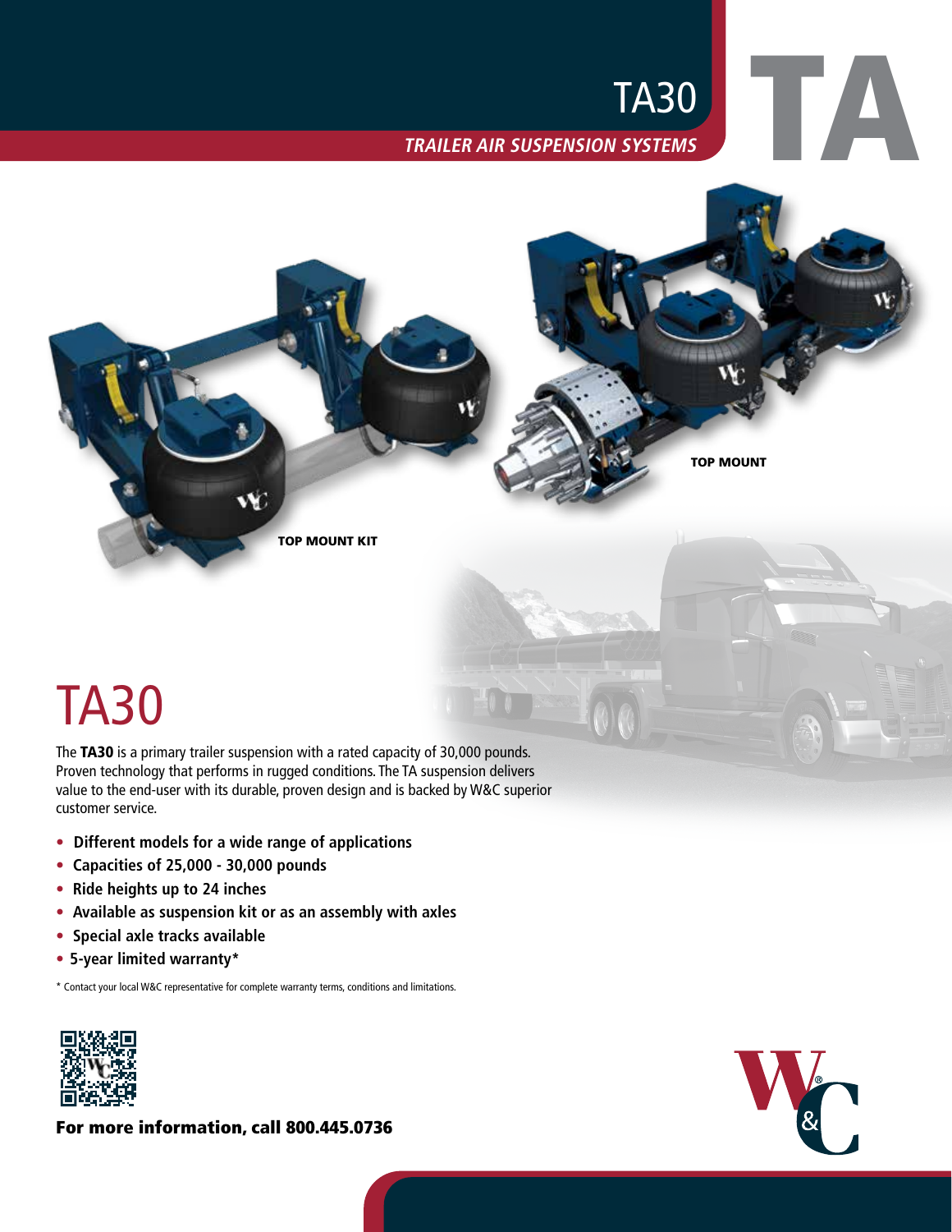# TA30

***TRAILER AIR SUSPENSION SYSTEMS***

TA

TOP MOUNT KIT

TOP MOUNT

# TA30

The **TA30** is a primary trailer suspension with a rated capacity of 30,000 pounds. Proven technology that performs in rugged conditions. The TA suspension delivers value to the end-user with its durable, proven design and is backed by W&C superior customer service.

- **Different models for a wide range of applications**
- **Capacities of 25,000 - 30,000 pounds**
- **Ride heights up to 24 inches**
- **Available as suspension kit or as an assembly with axles**
- **Special axle tracks available**
- **5-year limited warranty***

\* Contact your local W&C representative for complete warranty terms, conditions and limitations.

**For more information, call 800.445.0736**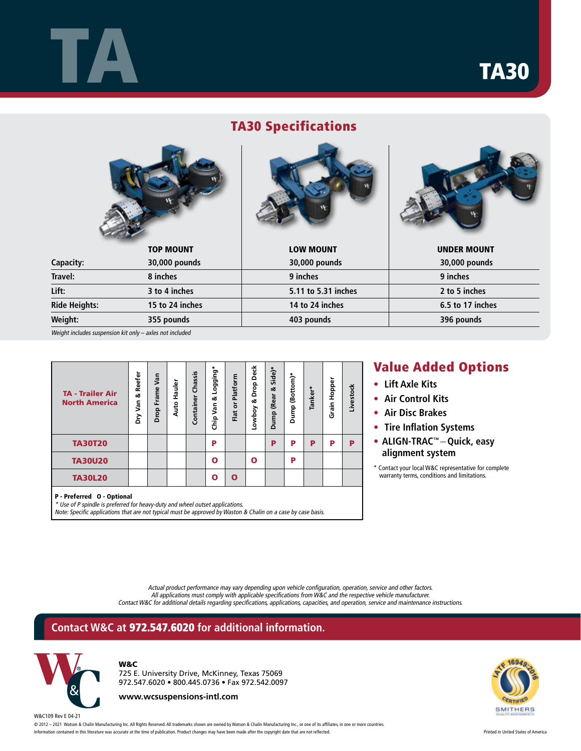# TA

## TA30

## TA30 Specifications

| | TOP MOUNT | LOW MOUNT | UNDER MOUNT |
|---|---|---|---|
| Capacity: | 30,000 pounds | 30,000 pounds | 30,000 pounds |
| Travel: | 8 inches | 9 inches | 9 inches |
| Lift: | 3 to 4 inches | 5.11 to 5.31 inches | 2 to 5 inches |
| Ride Heights: | 15 to 24 inches | 14 to 24 inches | 6.5 to 17 inches |
| Weight: | 355 pounds | 403 pounds | 396 pounds |

*Weight includes suspension kit only – axles not included*

| TA - Trailer Air North America | Dry Van & Reefer | Drop Frame Van | Auto Hauler | Container Chassis | Chip Van & Logging* | Flat or Platform | Lowboy & Drop Deck | Dump (Rear & Side)* | Dump (Bottom)* | Tanker* | Grain Hopper | Livestock |
|---|---|---|---|---|---|---|---|---|---|---|---|---|
| TA30T20 | | | | | P | | | P | P | P | P | P |
| TA30U20 | | | | | O | | O | | P | | | |
| TA30L20 | | | | | O | O | | | | | | |

**P - Preferred O - Optional**
*\* Use of P spindle is preferred for heavy-duty and wheel outset applications.*
*Note: Specific applications that are not typical must be approved by Waston & Chalin on a case by case basis.*

## Value Added Options

- Lift Axle Kits
- Air Control Kits
- Air Disc Brakes
- Tire Inflation Systems
- ALIGN-TRAC™ – Quick, easy alignment system

\* Contact your local W&C representative for complete warranty terms, conditions and limitations.

*Actual product performance may vary depending upon vehicle configuration, operation, service and other factors.*
*All applications must comply with applicable specifications from W&C and the respective vehicle manufacturer.*
*Contact W&C for additional details regarding specifications, applications, capacities, and operation, service and maintenance instructions.*

**Contact W&C at 972.547.6020 for additional information.**

**W&C**
725 E. University Drive, McKinney, Texas 75069
972.547.6020 • 800.445.0736 • Fax 972.542.0097

**www.wcsuspensions-intl.com**

IATF 16949:2016 CERTIFIED SMITHERS

W&C109 Rev E 04-21

© 2012 – 2021 Watson & Chalin Manufacturing Inc. All Rights Reserved. All trademarks shown are owned by Watson & Chalin Manufacturing Inc., or one of its affiliates, in one or more countries.
Information contained in this literature was accurate at the time of publication. Product changes may have been made after the copyright date that are not reflected.

Printed in United States of America